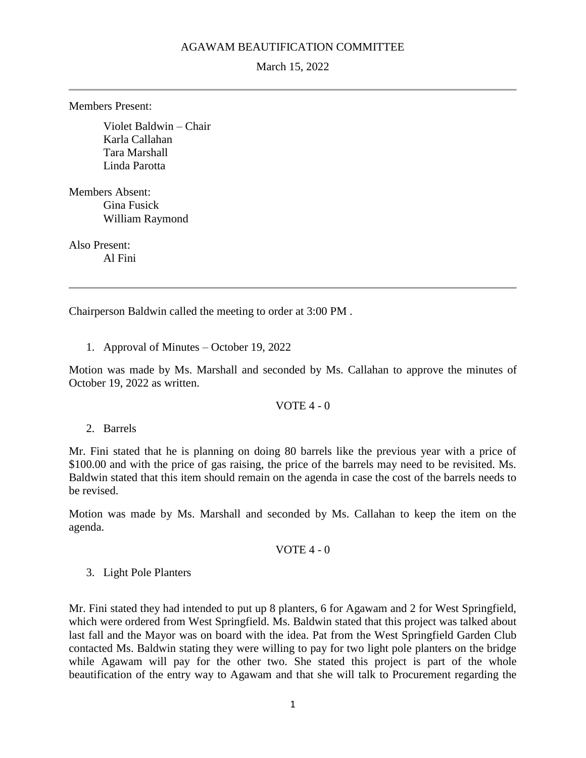AGAWAM BEAUTIFICATION COMMITTEE

March 15, 2022

---

Members Present:

Violet Baldwin – Chair
Karla Callahan
Tara Marshall
Linda Parotta

Members Absent:
Gina Fusick
William Raymond

Also Present:
Al Fini

---

Chairperson Baldwin called the meeting to order at 3:00 PM .

1. Approval of Minutes – October 19, 2022

Motion was made by Ms. Marshall and seconded by Ms. Callahan to approve the minutes of October 19, 2022 as written.

VOTE 4 - 0

2. Barrels

Mr. Fini stated that he is planning on doing 80 barrels like the previous year with a price of \$100.00 and with the price of gas raising, the price of the barrels may need to be revisited. Ms. Baldwin stated that this item should remain on the agenda in case the cost of the barrels needs to be revised.

Motion was made by Ms. Marshall and seconded by Ms. Callahan to keep the item on the agenda.

VOTE 4 - 0

3. Light Pole Planters

Mr. Fini stated they had intended to put up 8 planters, 6 for Agawam and 2 for West Springfield, which were ordered from West Springfield. Ms. Baldwin stated that this project was talked about last fall and the Mayor was on board with the idea. Pat from the West Springfield Garden Club contacted Ms. Baldwin stating they were willing to pay for two light pole planters on the bridge while Agawam will pay for the other two. She stated this project is part of the whole beautification of the entry way to Agawam and that she will talk to Procurement regarding the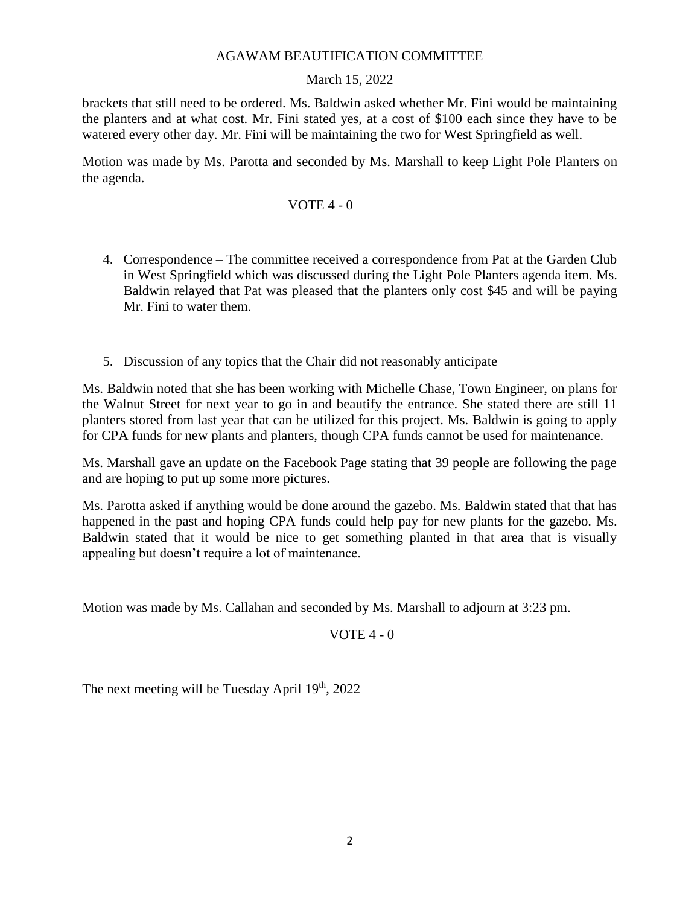brackets that still need to be ordered. Ms. Baldwin asked whether Mr. Fini would be maintaining the planters and at what cost. Mr. Fini stated yes, at a cost of $100 each since they have to be watered every other day. Mr. Fini will be maintaining the two for West Springfield as well.

Motion was made by Ms. Parotta and seconded by Ms. Marshall to keep Light Pole Planters on the agenda.

VOTE 4 - 0

4. Correspondence – The committee received a correspondence from Pat at the Garden Club in West Springfield which was discussed during the Light Pole Planters agenda item. Ms. Baldwin relayed that Pat was pleased that the planters only cost $45 and will be paying Mr. Fini to water them.

5. Discussion of any topics that the Chair did not reasonably anticipate

Ms. Baldwin noted that she has been working with Michelle Chase, Town Engineer, on plans for the Walnut Street for next year to go in and beautify the entrance. She stated there are still 11 planters stored from last year that can be utilized for this project. Ms. Baldwin is going to apply for CPA funds for new plants and planters, though CPA funds cannot be used for maintenance.

Ms. Marshall gave an update on the Facebook Page stating that 39 people are following the page and are hoping to put up some more pictures.

Ms. Parotta asked if anything would be done around the gazebo. Ms. Baldwin stated that that has happened in the past and hoping CPA funds could help pay for new plants for the gazebo. Ms. Baldwin stated that it would be nice to get something planted in that area that is visually appealing but doesn't require a lot of maintenance.

Motion was made by Ms. Callahan and seconded by Ms. Marshall to adjourn at 3:23 pm.

VOTE 4 - 0

The next meeting will be Tuesday April 19th, 2022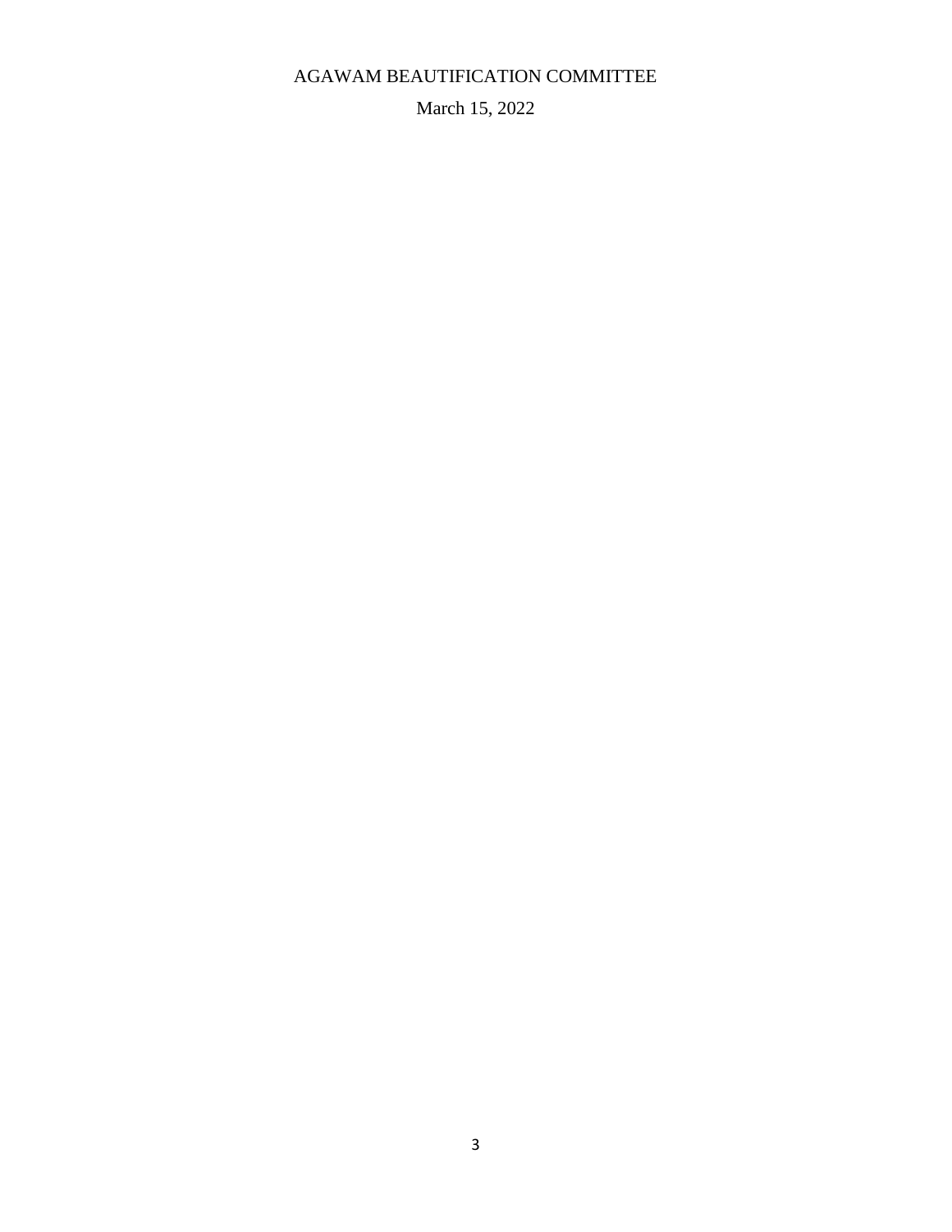AGAWAM BEAUTIFICATION COMMITTEE

March 15, 2022